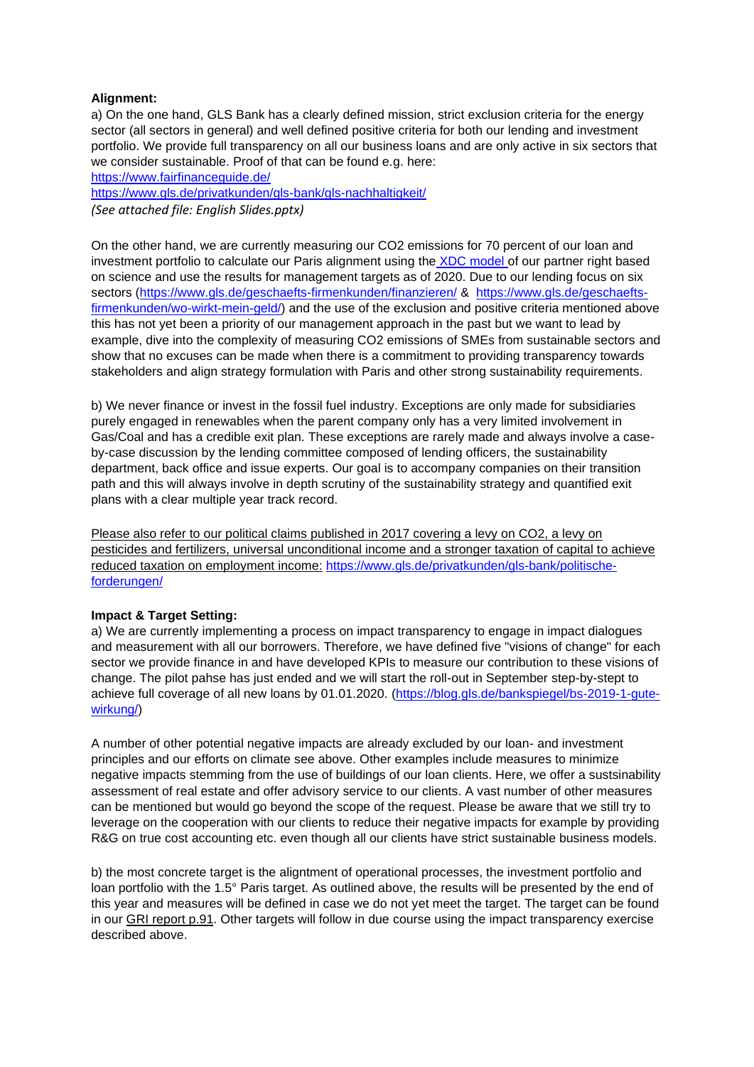**Alignment:**

a) On the one hand, GLS Bank has a clearly defined mission, strict exclusion criteria for the energy sector (all sectors in general) and well defined positive criteria for both our lending and investment portfolio. We provide full transparency on all our business loans and are only active in six sectors that we consider sustainable. Proof of that can be found e.g. here:

https://www.fairfinanceguide.de/

https://www.gls.de/privatkunden/gls-bank/gls-nachhaltigkeit/

*(See attached file: English Slides.pptx)*

On the other hand, we are currently measuring our $CO_2$ emissions for 70 percent of our loan and investment portfolio to calculate our Paris alignment using the XDC model of our partner right based on science and use the results for management targets as of 2020. Due to our lending focus on six sectors (https://www.gls.de/geschaefts-firmenkunden/finanzieren/ & https://www.gls.de/geschaefts-firmenkunden/wo-wirkt-mein-geld/) and the use of the exclusion and positive criteria mentioned above this has not yet been a priority of our management approach in the past but we want to lead by example, dive into the complexity of measuring $CO_2$ emissions of SMEs from sustainable sectors and show that no excuses can be made when there is a commitment to providing transparency towards stakeholders and align strategy formulation with Paris and other strong sustainability requirements.

b) We never finance or invest in the fossil fuel industry. Exceptions are only made for subsidiaries purely engaged in renewables when the parent company only has a very limited involvement in Gas/Coal and has a credible exit plan. These exceptions are rarely made and always involve a case-by-case discussion by the lending committee composed of lending officers, the sustainability department, back office and issue experts. Our goal is to accompany companies on their transition path and this will always involve in depth scrutiny of the sustainability strategy and quantified exit plans with a clear multiple year track record.

Please also refer to our political claims published in 2017 covering a levy on $CO_2$, a levy on pesticides and fertilizers, universal unconditional income and a stronger taxation of capital to achieve reduced taxation on employment income: https://www.gls.de/privatkunden/gls-bank/politische-forderungen/

**Impact & Target Setting:**

a) We are currently implementing a process on impact transparency to engage in impact dialogues and measurement with all our borrowers. Therefore, we have defined five "visions of change" for each sector we provide finance in and have developed KPIs to measure our contribution to these visions of change. The pilot pahse has just ended and we will start the roll-out in September step-by-stept to achieve full coverage of all new loans by 01.01.2020. (https://blog.gls.de/bankspiegel/bs-2019-1-gute-wirkung/)

A number of other potential negative impacts are already excluded by our loan- and investment principles and our efforts on climate see above. Other examples include measures to minimize negative impacts stemming from the use of buildings of our loan clients. Here, we offer a sustsinability assessment of real estate and offer advisory service to our clients. A vast number of other measures can be mentioned but would go beyond the scope of the request. Please be aware that we still try to leverage on the cooperation with our clients to reduce their negative impacts for example by providing R&G on true cost accounting etc. even though all our clients have strict sustainable business models.

b) the most concrete target is the alightment of operational processes, the investment portfolio and loan portfolio with the 1.5° Paris target. As outlined above, the results will be presented by the end of this year and measures will be defined in case we do not yet meet the target. The target can be found in our GRI report p.91. Other targets will follow in due course using the impact transparency exercise described above.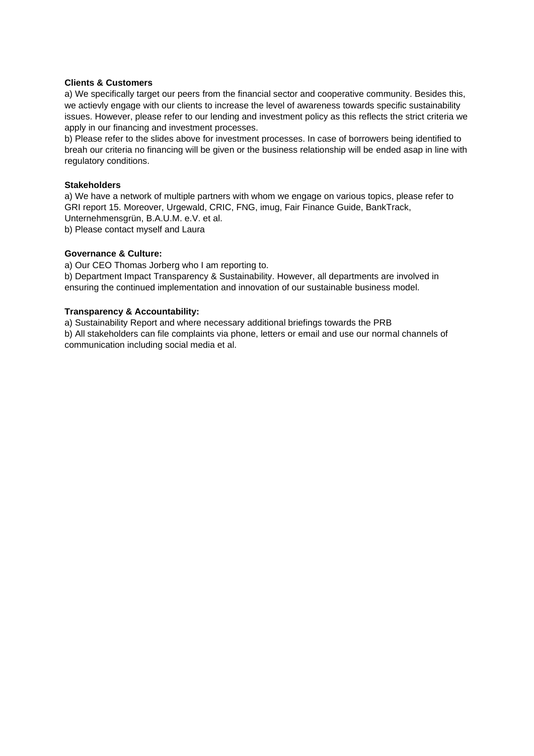**Clients & Customers**

a) We specifically target our peers from the financial sector and cooperative community. Besides this, we actievly engage with our clients to increase the level of awareness towards specific sustainability issues. However, please refer to our lending and investment policy as this reflects the strict criteria we apply in our financing and investment processes.

b) Please refer to the slides above for investment processes. In case of borrowers being identified to breah our criteria no financing will be given or the business relationship will be ended asap in line with regulatory conditions.

**Stakeholders**

a) We have a network of multiple partners with whom we engage on various topics, please refer to GRI report 15. Moreover, Urgewald, CRIC, FNG, imug, Fair Finance Guide, BankTrack, Unternehmensgrün, B.A.U.M. e.V. et al.

b) Please contact myself and Laura

**Governance & Culture:**

a) Our CEO Thomas Jorberg who I am reporting to.

b) Department Impact Transparency & Sustainability. However, all departments are involved in ensuring the continued implementation and innovation of our sustainable business model.

**Transparency & Accountability:**

a) Sustainability Report and where necessary additional briefings towards the PRB

b) All stakeholders can file complaints via phone, letters or email and use our normal channels of communication including social media et al.